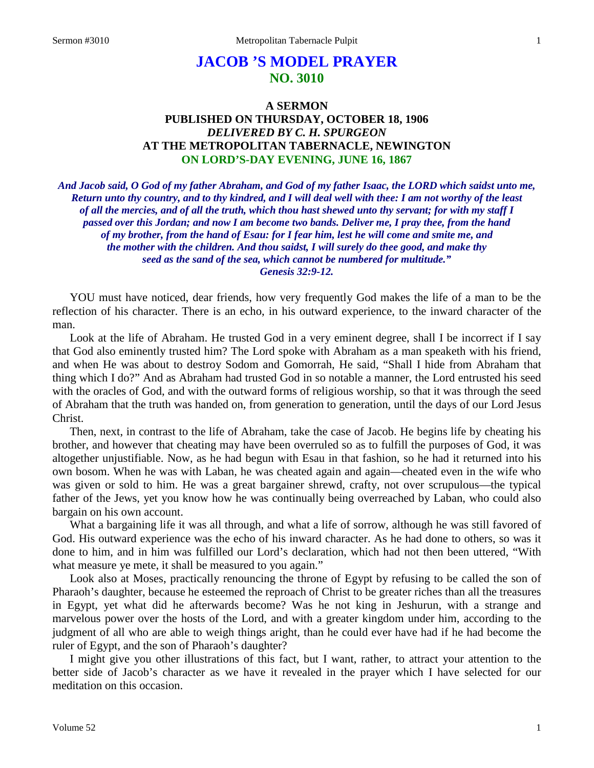# JACOB 'S MODEL PRAYER
## NO. 3010

### A SERMON
### PUBLISHED ON THURSDAY, OCTOBER 18, 1906
### *DELIVERED BY C. H. SPURGEON*
### AT THE METROPOLITAN TABERNACLE, NEWINGTON
### ON LORD'S-DAY EVENING, JUNE 16, 1867

***And Jacob said, O God of my father Abraham, and God of my father Isaac, the LORD which saidst unto me, Return unto thy country, and to thy kindred, and I will deal well with thee: I am not worthy of the least of all the mercies, and of all the truth, which thou hast shewed unto thy servant; for with my staff I passed over this Jordan; and now I am become two bands. Deliver me, I pray thee, from the hand of my brother, from the hand of Esau: for I fear him, lest he will come and smite me, and the mother with the children. And thou saidst, I will surely do thee good, and make thy seed as the sand of the sea, which cannot be numbered for multitude." Genesis 32:9-12.***

YOU must have noticed, dear friends, how very frequently God makes the life of a man to be the reflection of his character. There is an echo, in his outward experience, to the inward character of the man.

Look at the life of Abraham. He trusted God in a very eminent degree, shall I be incorrect if I say that God also eminently trusted him? The Lord spoke with Abraham as a man speaketh with his friend, and when He was about to destroy Sodom and Gomorrah, He said, "Shall I hide from Abraham that thing which I do?" And as Abraham had trusted God in so notable a manner, the Lord entrusted his seed with the oracles of God, and with the outward forms of religious worship, so that it was through the seed of Abraham that the truth was handed on, from generation to generation, until the days of our Lord Jesus Christ.

Then, next, in contrast to the life of Abraham, take the case of Jacob. He begins life by cheating his brother, and however that cheating may have been overruled so as to fulfill the purposes of God, it was altogether unjustifiable. Now, as he had begun with Esau in that fashion, so he had it returned into his own bosom. When he was with Laban, he was cheated again and again—cheated even in the wife who was given or sold to him. He was a great bargainer shrewd, crafty, not over scrupulous—the typical father of the Jews, yet you know how he was continually being overreached by Laban, who could also bargain on his own account.

What a bargaining life it was all through, and what a life of sorrow, although he was still favored of God. His outward experience was the echo of his inward character. As he had done to others, so was it done to him, and in him was fulfilled our Lord's declaration, which had not then been uttered, "With what measure ye mete, it shall be measured to you again."

Look also at Moses, practically renouncing the throne of Egypt by refusing to be called the son of Pharaoh's daughter, because he esteemed the reproach of Christ to be greater riches than all the treasures in Egypt, yet what did he afterwards become? Was he not king in Jeshurun, with a strange and marvelous power over the hosts of the Lord, and with a greater kingdom under him, according to the judgment of all who are able to weigh things aright, than he could ever have had if he had become the ruler of Egypt, and the son of Pharaoh's daughter?

I might give you other illustrations of this fact, but I want, rather, to attract your attention to the better side of Jacob's character as we have it revealed in the prayer which I have selected for our meditation on this occasion.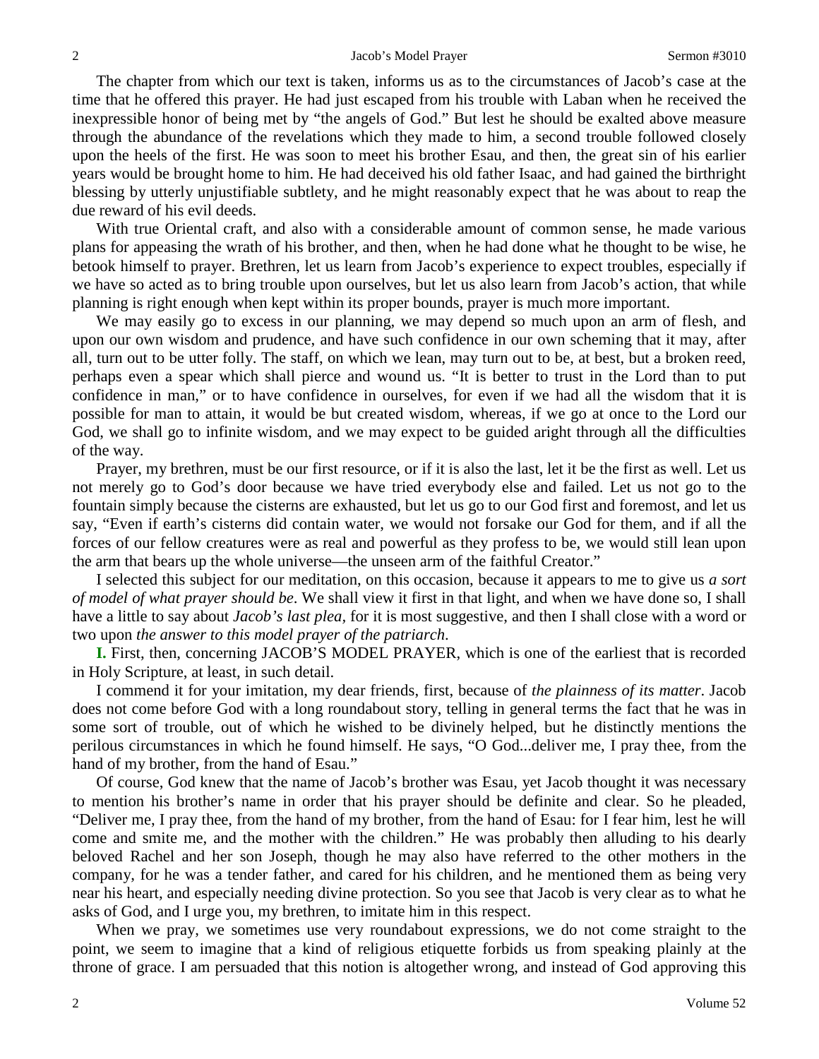The chapter from which our text is taken, informs us as to the circumstances of Jacob's case at the time that he offered this prayer. He had just escaped from his trouble with Laban when he received the inexpressible honor of being met by "the angels of God." But lest he should be exalted above measure through the abundance of the revelations which they made to him, a second trouble followed closely upon the heels of the first. He was soon to meet his brother Esau, and then, the great sin of his earlier years would be brought home to him. He had deceived his old father Isaac, and had gained the birthright blessing by utterly unjustifiable subtlety, and he might reasonably expect that he was about to reap the due reward of his evil deeds.

With true Oriental craft, and also with a considerable amount of common sense, he made various plans for appeasing the wrath of his brother, and then, when he had done what he thought to be wise, he betook himself to prayer. Brethren, let us learn from Jacob's experience to expect troubles, especially if we have so acted as to bring trouble upon ourselves, but let us also learn from Jacob's action, that while planning is right enough when kept within its proper bounds, prayer is much more important.

We may easily go to excess in our planning, we may depend so much upon an arm of flesh, and upon our own wisdom and prudence, and have such confidence in our own scheming that it may, after all, turn out to be utter folly. The staff, on which we lean, may turn out to be, at best, but a broken reed, perhaps even a spear which shall pierce and wound us. "It is better to trust in the Lord than to put confidence in man," or to have confidence in ourselves, for even if we had all the wisdom that it is possible for man to attain, it would be but created wisdom, whereas, if we go at once to the Lord our God, we shall go to infinite wisdom, and we may expect to be guided aright through all the difficulties of the way.

Prayer, my brethren, must be our first resource, or if it is also the last, let it be the first as well. Let us not merely go to God's door because we have tried everybody else and failed. Let us not go to the fountain simply because the cisterns are exhausted, but let us go to our God first and foremost, and let us say, "Even if earth's cisterns did contain water, we would not forsake our God for them, and if all the forces of our fellow creatures were as real and powerful as they profess to be, we would still lean upon the arm that bears up the whole universe—the unseen arm of the faithful Creator."

I selected this subject for our meditation, on this occasion, because it appears to me to give us *a sort of model of what prayer should be*. We shall view it first in that light, and when we have done so, I shall have a little to say about *Jacob's last plea*, for it is most suggestive, and then I shall close with a word or two upon *the answer to this model prayer of the patriarch*.

**I.** First, then, concerning JACOB'S MODEL PRAYER, which is one of the earliest that is recorded in Holy Scripture, at least, in such detail.

I commend it for your imitation, my dear friends, first, because of *the plainness of its matter*. Jacob does not come before God with a long roundabout story, telling in general terms the fact that he was in some sort of trouble, out of which he wished to be divinely helped, but he distinctly mentions the perilous circumstances in which he found himself. He says, "O God...deliver me, I pray thee, from the hand of my brother, from the hand of Esau."

Of course, God knew that the name of Jacob's brother was Esau, yet Jacob thought it was necessary to mention his brother's name in order that his prayer should be definite and clear. So he pleaded, "Deliver me, I pray thee, from the hand of my brother, from the hand of Esau: for I fear him, lest he will come and smite me, and the mother with the children." He was probably then alluding to his dearly beloved Rachel and her son Joseph, though he may also have referred to the other mothers in the company, for he was a tender father, and cared for his children, and he mentioned them as being very near his heart, and especially needing divine protection. So you see that Jacob is very clear as to what he asks of God, and I urge you, my brethren, to imitate him in this respect.

When we pray, we sometimes use very roundabout expressions, we do not come straight to the point, we seem to imagine that a kind of religious etiquette forbids us from speaking plainly at the throne of grace. I am persuaded that this notion is altogether wrong, and instead of God approving this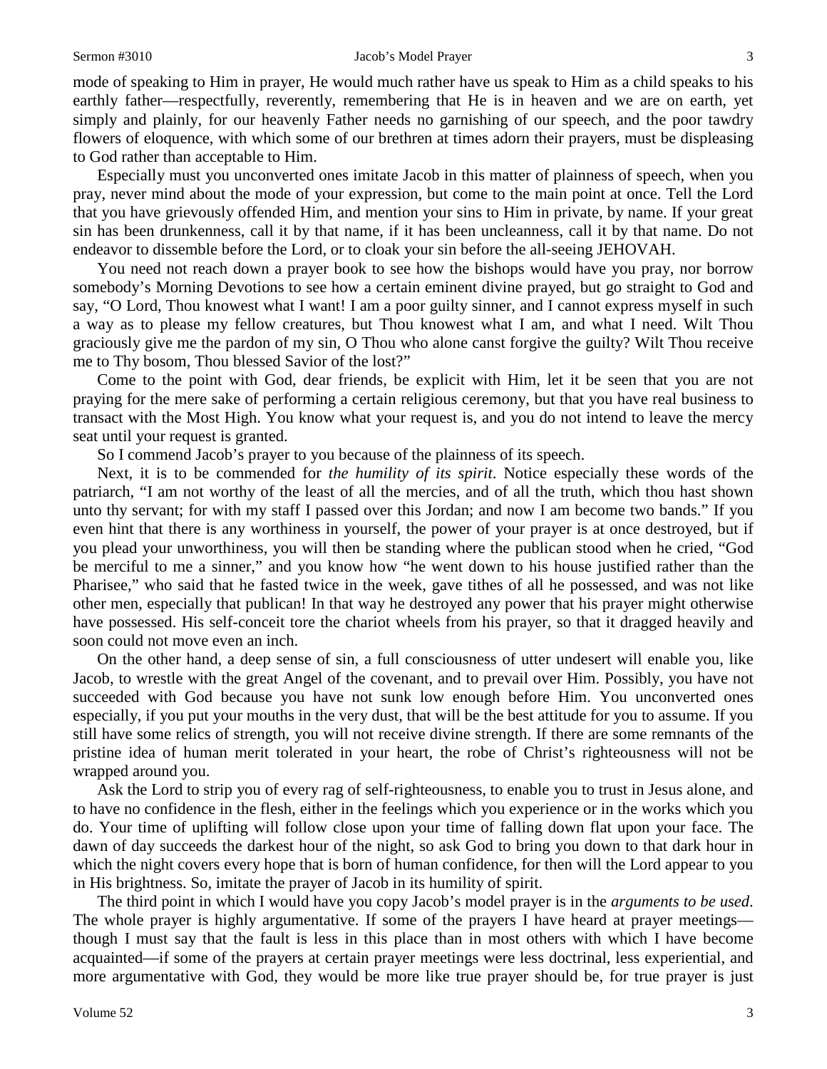mode of speaking to Him in prayer, He would much rather have us speak to Him as a child speaks to his earthly father—respectfully, reverently, remembering that He is in heaven and we are on earth, yet simply and plainly, for our heavenly Father needs no garnishing of our speech, and the poor tawdry flowers of eloquence, with which some of our brethren at times adorn their prayers, must be displeasing to God rather than acceptable to Him.

Especially must you unconverted ones imitate Jacob in this matter of plainness of speech, when you pray, never mind about the mode of your expression, but come to the main point at once. Tell the Lord that you have grievously offended Him, and mention your sins to Him in private, by name. If your great sin has been drunkenness, call it by that name, if it has been uncleanness, call it by that name. Do not endeavor to dissemble before the Lord, or to cloak your sin before the all-seeing JEHOVAH.

You need not reach down a prayer book to see how the bishops would have you pray, nor borrow somebody's Morning Devotions to see how a certain eminent divine prayed, but go straight to God and say, "O Lord, Thou knowest what I want! I am a poor guilty sinner, and I cannot express myself in such a way as to please my fellow creatures, but Thou knowest what I am, and what I need. Wilt Thou graciously give me the pardon of my sin, O Thou who alone canst forgive the guilty? Wilt Thou receive me to Thy bosom, Thou blessed Savior of the lost?"

Come to the point with God, dear friends, be explicit with Him, let it be seen that you are not praying for the mere sake of performing a certain religious ceremony, but that you have real business to transact with the Most High. You know what your request is, and you do not intend to leave the mercy seat until your request is granted.

So I commend Jacob's prayer to you because of the plainness of its speech.

Next, it is to be commended for *the humility of its spirit*. Notice especially these words of the patriarch, "I am not worthy of the least of all the mercies, and of all the truth, which thou hast shown unto thy servant; for with my staff I passed over this Jordan; and now I am become two bands." If you even hint that there is any worthiness in yourself, the power of your prayer is at once destroyed, but if you plead your unworthiness, you will then be standing where the publican stood when he cried, "God be merciful to me a sinner," and you know how "he went down to his house justified rather than the Pharisee," who said that he fasted twice in the week, gave tithes of all he possessed, and was not like other men, especially that publican! In that way he destroyed any power that his prayer might otherwise have possessed. His self-conceit tore the chariot wheels from his prayer, so that it dragged heavily and soon could not move even an inch.

On the other hand, a deep sense of sin, a full consciousness of utter undesert will enable you, like Jacob, to wrestle with the great Angel of the covenant, and to prevail over Him. Possibly, you have not succeeded with God because you have not sunk low enough before Him. You unconverted ones especially, if you put your mouths in the very dust, that will be the best attitude for you to assume. If you still have some relics of strength, you will not receive divine strength. If there are some remnants of the pristine idea of human merit tolerated in your heart, the robe of Christ's righteousness will not be wrapped around you.

Ask the Lord to strip you of every rag of self-righteousness, to enable you to trust in Jesus alone, and to have no confidence in the flesh, either in the feelings which you experience or in the works which you do. Your time of uplifting will follow close upon your time of falling down flat upon your face. The dawn of day succeeds the darkest hour of the night, so ask God to bring you down to that dark hour in which the night covers every hope that is born of human confidence, for then will the Lord appear to you in His brightness. So, imitate the prayer of Jacob in its humility of spirit.

The third point in which I would have you copy Jacob's model prayer is in the *arguments to be used*. The whole prayer is highly argumentative. If some of the prayers I have heard at prayer meetings—though I must say that the fault is less in this place than in most others with which I have become acquainted—if some of the prayers at certain prayer meetings were less doctrinal, less experiential, and more argumentative with God, they would be more like true prayer should be, for true prayer is just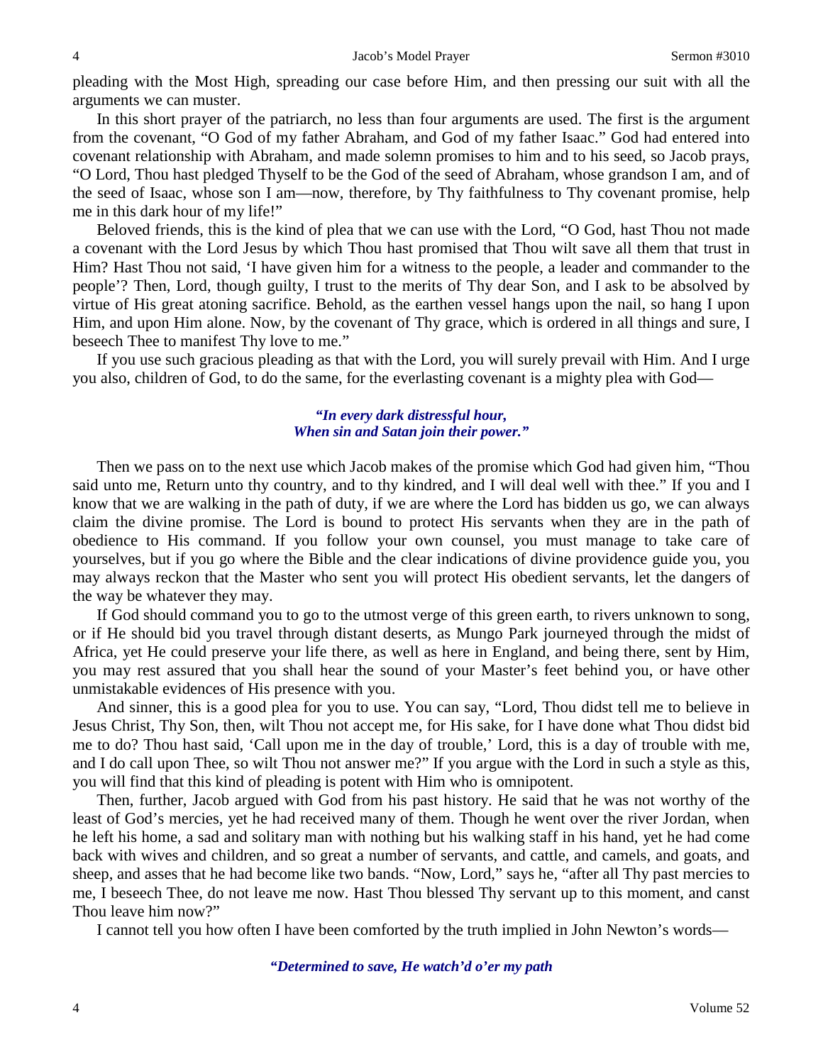pleading with the Most High, spreading our case before Him, and then pressing our suit with all the arguments we can muster.

In this short prayer of the patriarch, no less than four arguments are used. The first is the argument from the covenant, "O God of my father Abraham, and God of my father Isaac." God had entered into covenant relationship with Abraham, and made solemn promises to him and to his seed, so Jacob prays, "O Lord, Thou hast pledged Thyself to be the God of the seed of Abraham, whose grandson I am, and of the seed of Isaac, whose son I am—now, therefore, by Thy faithfulness to Thy covenant promise, help me in this dark hour of my life!"

Beloved friends, this is the kind of plea that we can use with the Lord, "O God, hast Thou not made a covenant with the Lord Jesus by which Thou hast promised that Thou wilt save all them that trust in Him? Hast Thou not said, 'I have given him for a witness to the people, a leader and commander to the people'? Then, Lord, though guilty, I trust to the merits of Thy dear Son, and I ask to be absolved by virtue of His great atoning sacrifice. Behold, as the earthen vessel hangs upon the nail, so hang I upon Him, and upon Him alone. Now, by the covenant of Thy grace, which is ordered in all things and sure, I beseech Thee to manifest Thy love to me."

If you use such gracious pleading as that with the Lord, you will surely prevail with Him. And I urge you also, children of God, to do the same, for the everlasting covenant is a mighty plea with God—

*"In every dark distressful hour,*
*When sin and Satan join their power."*

Then we pass on to the next use which Jacob makes of the promise which God had given him, "Thou said unto me, Return unto thy country, and to thy kindred, and I will deal well with thee." If you and I know that we are walking in the path of duty, if we are where the Lord has bidden us go, we can always claim the divine promise. The Lord is bound to protect His servants when they are in the path of obedience to His command. If you follow your own counsel, you must manage to take care of yourselves, but if you go where the Bible and the clear indications of divine providence guide you, you may always reckon that the Master who sent you will protect His obedient servants, let the dangers of the way be whatever they may.

If God should command you to go to the utmost verge of this green earth, to rivers unknown to song, or if He should bid you travel through distant deserts, as Mungo Park journeyed through the midst of Africa, yet He could preserve your life there, as well as here in England, and being there, sent by Him, you may rest assured that you shall hear the sound of your Master's feet behind you, or have other unmistakable evidences of His presence with you.

And sinner, this is a good plea for you to use. You can say, "Lord, Thou didst tell me to believe in Jesus Christ, Thy Son, then, wilt Thou not accept me, for His sake, for I have done what Thou didst bid me to do? Thou hast said, 'Call upon me in the day of trouble,' Lord, this is a day of trouble with me, and I do call upon Thee, so wilt Thou not answer me?" If you argue with the Lord in such a style as this, you will find that this kind of pleading is potent with Him who is omnipotent.

Then, further, Jacob argued with God from his past history. He said that he was not worthy of the least of God's mercies, yet he had received many of them. Though he went over the river Jordan, when he left his home, a sad and solitary man with nothing but his walking staff in his hand, yet he had come back with wives and children, and so great a number of servants, and cattle, and camels, and goats, and sheep, and asses that he had become like two bands. "Now, Lord," says he, "after all Thy past mercies to me, I beseech Thee, do not leave me now. Hast Thou blessed Thy servant up to this moment, and canst Thou leave him now?"

I cannot tell you how often I have been comforted by the truth implied in John Newton's words—

*"Determined to save, He watch'd o'er my path*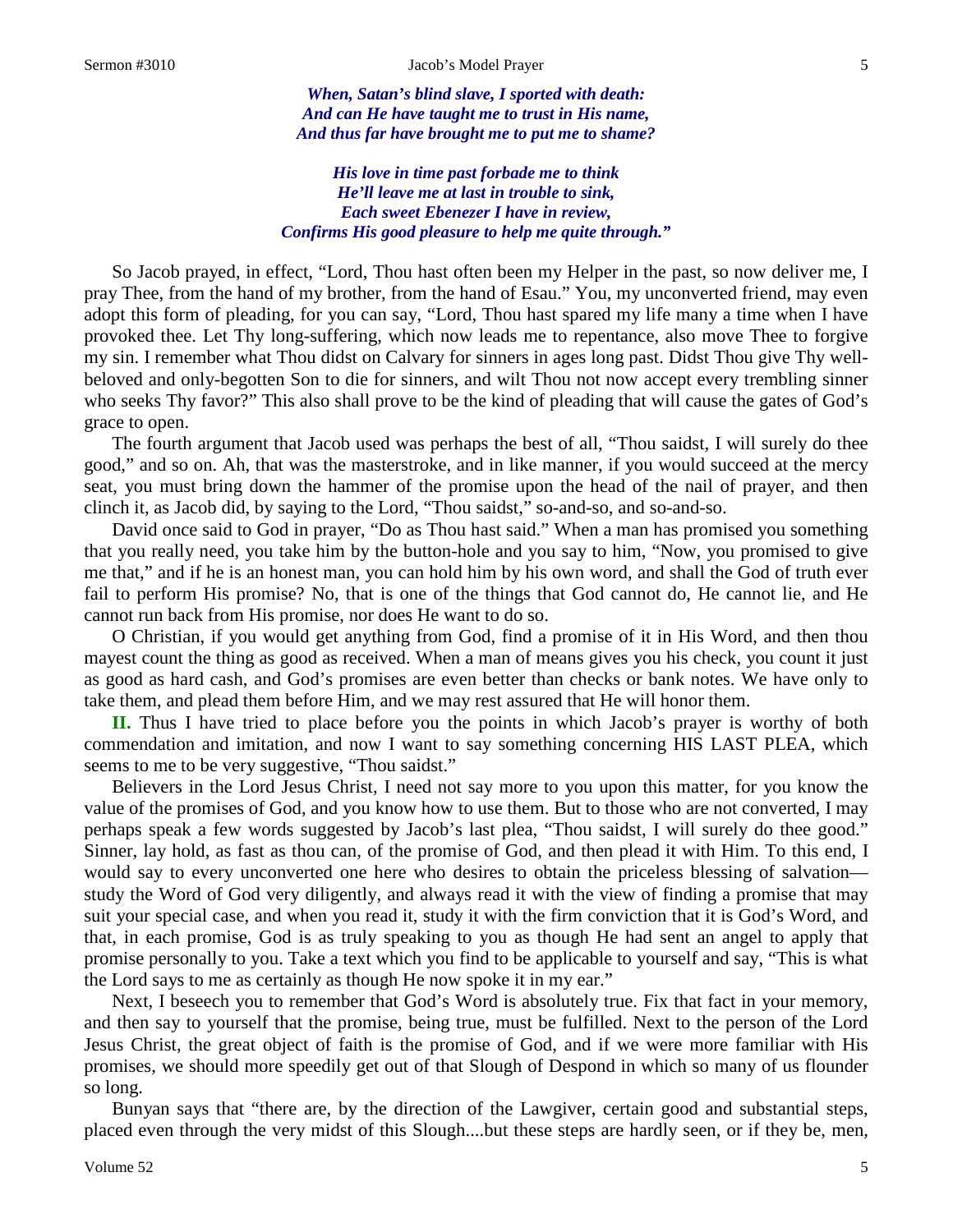*When, Satan's blind slave, I sported with death:*
*And can He have taught me to trust in His name,*
*And thus far have brought me to put me to shame?*

*His love in time past forbade me to think*
*He'll leave me at last in trouble to sink,*
*Each sweet Ebenezer I have in review,*
*Confirms His good pleasure to help me quite through."*

So Jacob prayed, in effect, "Lord, Thou hast often been my Helper in the past, so now deliver me, I pray Thee, from the hand of my brother, from the hand of Esau." You, my unconverted friend, may even adopt this form of pleading, for you can say, "Lord, Thou hast spared my life many a time when I have provoked thee. Let Thy long-suffering, which now leads me to repentance, also move Thee to forgive my sin. I remember what Thou didst on Calvary for sinners in ages long past. Didst Thou give Thy well-beloved and only-begotten Son to die for sinners, and wilt Thou not now accept every trembling sinner who seeks Thy favor?" This also shall prove to be the kind of pleading that will cause the gates of God's grace to open.

The fourth argument that Jacob used was perhaps the best of all, "Thou saidst, I will surely do thee good," and so on. Ah, that was the masterstroke, and in like manner, if you would succeed at the mercy seat, you must bring down the hammer of the promise upon the head of the nail of prayer, and then clinch it, as Jacob did, by saying to the Lord, "Thou saidst," so-and-so, and so-and-so.

David once said to God in prayer, "Do as Thou hast said." When a man has promised you something that you really need, you take him by the button-hole and you say to him, "Now, you promised to give me that," and if he is an honest man, you can hold him by his own word, and shall the God of truth ever fail to perform His promise? No, that is one of the things that God cannot do, He cannot lie, and He cannot run back from His promise, nor does He want to do so.

O Christian, if you would get anything from God, find a promise of it in His Word, and then thou mayest count the thing as good as received. When a man of means gives you his check, you count it just as good as hard cash, and God's promises are even better than checks or bank notes. We have only to take them, and plead them before Him, and we may rest assured that He will honor them.

**II.** Thus I have tried to place before you the points in which Jacob's prayer is worthy of both commendation and imitation, and now I want to say something concerning HIS LAST PLEA, which seems to me to be very suggestive, "Thou saidst."

Believers in the Lord Jesus Christ, I need not say more to you upon this matter, for you know the value of the promises of God, and you know how to use them. But to those who are not converted, I may perhaps speak a few words suggested by Jacob's last plea, "Thou saidst, I will surely do thee good." Sinner, lay hold, as fast as thou can, of the promise of God, and then plead it with Him. To this end, I would say to every unconverted one here who desires to obtain the priceless blessing of salvation—study the Word of God very diligently, and always read it with the view of finding a promise that may suit your special case, and when you read it, study it with the firm conviction that it is God's Word, and that, in each promise, God is as truly speaking to you as though He had sent an angel to apply that promise personally to you. Take a text which you find to be applicable to yourself and say, "This is what the Lord says to me as certainly as though He now spoke it in my ear."

Next, I beseech you to remember that God's Word is absolutely true. Fix that fact in your memory, and then say to yourself that the promise, being true, must be fulfilled. Next to the person of the Lord Jesus Christ, the great object of faith is the promise of God, and if we were more familiar with His promises, we should more speedily get out of that Slough of Despond in which so many of us flounder so long.

Bunyan says that "there are, by the direction of the Lawgiver, certain good and substantial steps, placed even through the very midst of this Slough....but these steps are hardly seen, or if they be, men,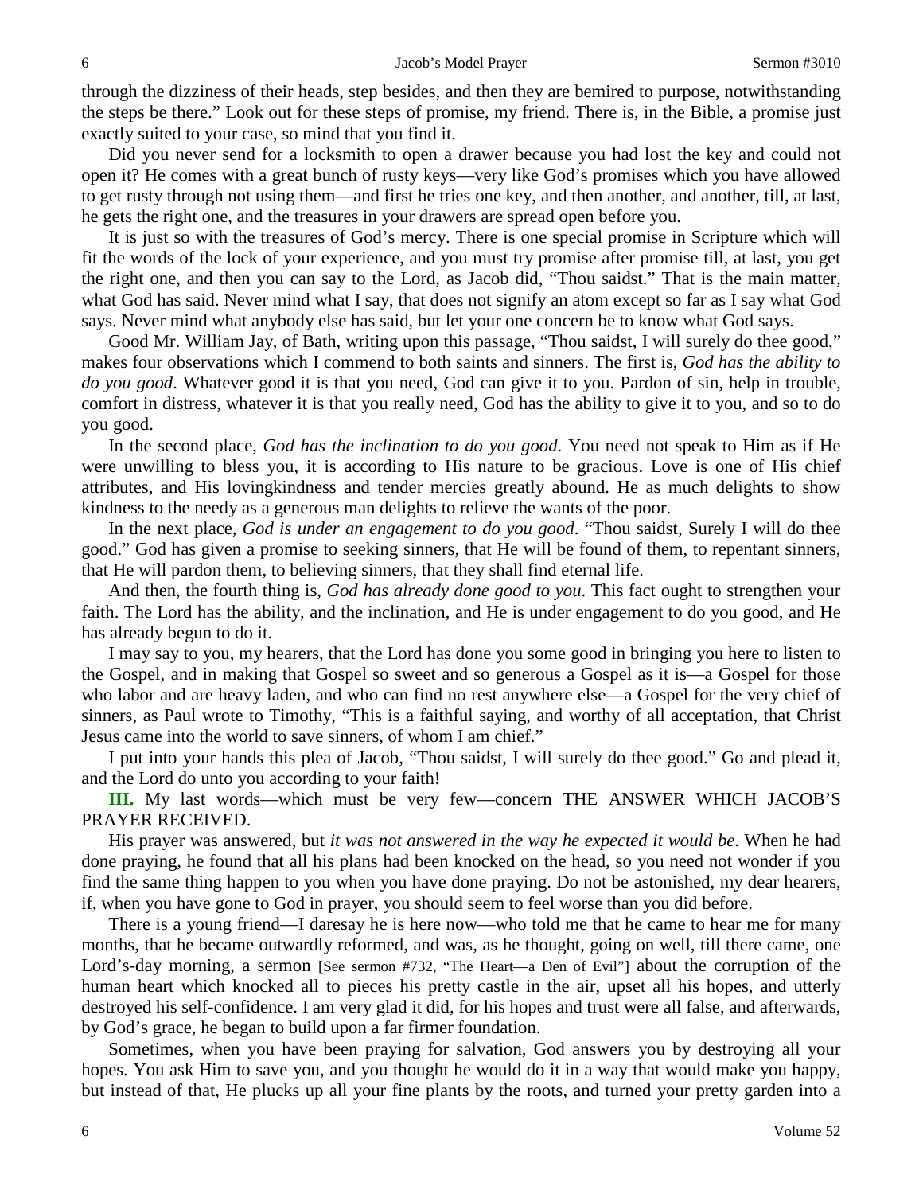through the dizziness of their heads, step besides, and then they are bemired to purpose, notwithstanding the steps be there." Look out for these steps of promise, my friend. There is, in the Bible, a promise just exactly suited to your case, so mind that you find it.

Did you never send for a locksmith to open a drawer because you had lost the key and could not open it? He comes with a great bunch of rusty keys—very like God's promises which you have allowed to get rusty through not using them—and first he tries one key, and then another, and another, till, at last, he gets the right one, and the treasures in your drawers are spread open before you.

It is just so with the treasures of God's mercy. There is one special promise in Scripture which will fit the words of the lock of your experience, and you must try promise after promise till, at last, you get the right one, and then you can say to the Lord, as Jacob did, "Thou saidst." That is the main matter, what God has said. Never mind what I say, that does not signify an atom except so far as I say what God says. Never mind what anybody else has said, but let your one concern be to know what God says.

Good Mr. William Jay, of Bath, writing upon this passage, "Thou saidst, I will surely do thee good," makes four observations which I commend to both saints and sinners. The first is, *God has the ability to do you good*. Whatever good it is that you need, God can give it to you. Pardon of sin, help in trouble, comfort in distress, whatever it is that you really need, God has the ability to give it to you, and so to do you good.

In the second place, *God has the inclination to do you good*. You need not speak to Him as if He were unwilling to bless you, it is according to His nature to be gracious. Love is one of His chief attributes, and His lovingkindness and tender mercies greatly abound. He as much delights to show kindness to the needy as a generous man delights to relieve the wants of the poor.

In the next place, *God is under an engagement to do you good*. "Thou saidst, Surely I will do thee good." God has given a promise to seeking sinners, that He will be found of them, to repentant sinners, that He will pardon them, to believing sinners, that they shall find eternal life.

And then, the fourth thing is, *God has already done good to you*. This fact ought to strengthen your faith. The Lord has the ability, and the inclination, and He is under engagement to do you good, and He has already begun to do it.

I may say to you, my hearers, that the Lord has done you some good in bringing you here to listen to the Gospel, and in making that Gospel so sweet and so generous a Gospel as it is—a Gospel for those who labor and are heavy laden, and who can find no rest anywhere else—a Gospel for the very chief of sinners, as Paul wrote to Timothy, "This is a faithful saying, and worthy of all acceptation, that Christ Jesus came into the world to save sinners, of whom I am chief."

I put into your hands this plea of Jacob, "Thou saidst, I will surely do thee good." Go and plead it, and the Lord do unto you according to your faith!

**III.** My last words—which must be very few—concern THE ANSWER WHICH JACOB'S PRAYER RECEIVED.

His prayer was answered, but *it was not answered in the way he expected it would be*. When he had done praying, he found that all his plans had been knocked on the head, so you need not wonder if you find the same thing happen to you when you have done praying. Do not be astonished, my dear hearers, if, when you have gone to God in prayer, you should seem to feel worse than you did before.

There is a young friend—I daresay he is here now—who told me that he came to hear me for many months, that he became outwardly reformed, and was, as he thought, going on well, till there came, one Lord's-day morning, a sermon [See sermon #732, "The Heart—a Den of Evil"] about the corruption of the human heart which knocked all to pieces his pretty castle in the air, upset all his hopes, and utterly destroyed his self-confidence. I am very glad it did, for his hopes and trust were all false, and afterwards, by God's grace, he began to build upon a far firmer foundation.

Sometimes, when you have been praying for salvation, God answers you by destroying all your hopes. You ask Him to save you, and you thought he would do it in a way that would make you happy, but instead of that, He plucks up all your fine plants by the roots, and turned your pretty garden into a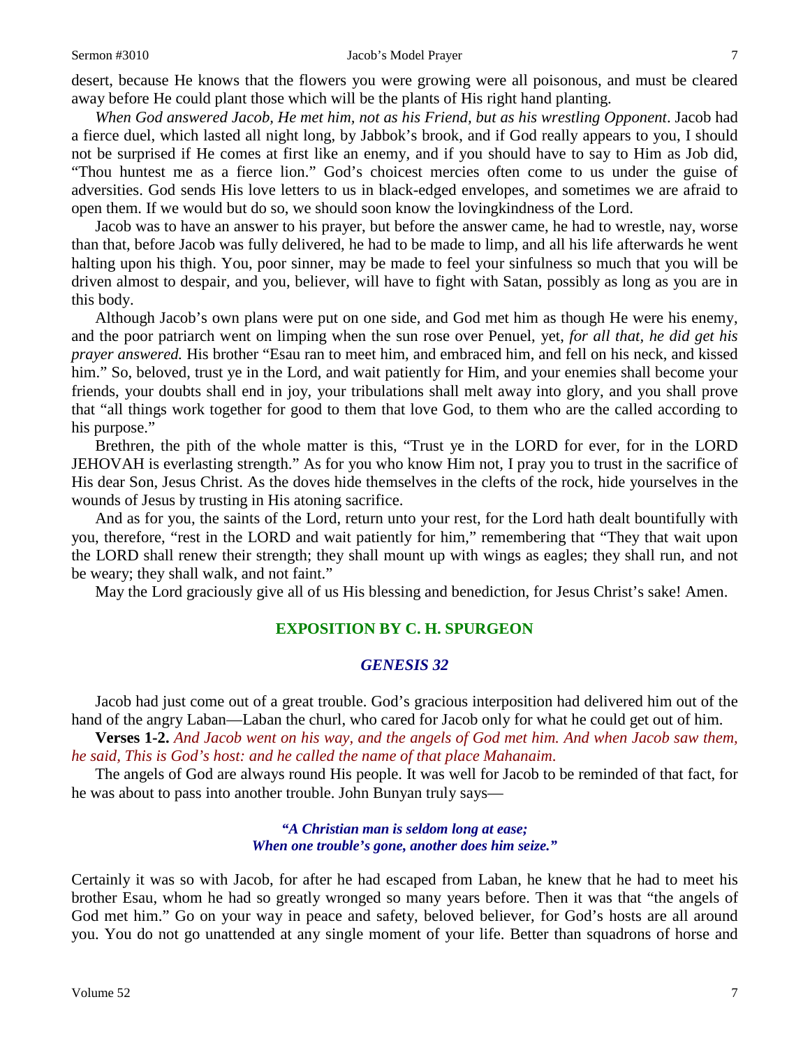desert, because He knows that the flowers you were growing were all poisonous, and must be cleared away before He could plant those which will be the plants of His right hand planting.

*When God answered Jacob, He met him, not as his Friend, but as his wrestling Opponent*. Jacob had a fierce duel, which lasted all night long, by Jabbok's brook, and if God really appears to you, I should not be surprised if He comes at first like an enemy, and if you should have to say to Him as Job did, "Thou huntest me as a fierce lion." God's choicest mercies often come to us under the guise of adversities. God sends His love letters to us in black-edged envelopes, and sometimes we are afraid to open them. If we would but do so, we should soon know the lovingkindness of the Lord.

Jacob was to have an answer to his prayer, but before the answer came, he had to wrestle, nay, worse than that, before Jacob was fully delivered, he had to be made to limp, and all his life afterwards he went halting upon his thigh. You, poor sinner, may be made to feel your sinfulness so much that you will be driven almost to despair, and you, believer, will have to fight with Satan, possibly as long as you are in this body.

Although Jacob's own plans were put on one side, and God met him as though He were his enemy, and the poor patriarch went on limping when the sun rose over Penuel, yet, *for all that, he did get his prayer answered.* His brother "Esau ran to meet him, and embraced him, and fell on his neck, and kissed him." So, beloved, trust ye in the Lord, and wait patiently for Him, and your enemies shall become your friends, your doubts shall end in joy, your tribulations shall melt away into glory, and you shall prove that "all things work together for good to them that love God, to them who are the called according to his purpose."

Brethren, the pith of the whole matter is this, "Trust ye in the LORD for ever, for in the LORD JEHOVAH is everlasting strength." As for you who know Him not, I pray you to trust in the sacrifice of His dear Son, Jesus Christ. As the doves hide themselves in the clefts of the rock, hide yourselves in the wounds of Jesus by trusting in His atoning sacrifice.

And as for you, the saints of the Lord, return unto your rest, for the Lord hath dealt bountifully with you, therefore, "rest in the LORD and wait patiently for him," remembering that "They that wait upon the LORD shall renew their strength; they shall mount up with wings as eagles; they shall run, and not be weary; they shall walk, and not faint."

May the Lord graciously give all of us His blessing and benediction, for Jesus Christ's sake! Amen.

## EXPOSITION BY C. H. SPURGEON

### *GENESIS 32*

Jacob had just come out of a great trouble. God's gracious interposition had delivered him out of the hand of the angry Laban—Laban the churl, who cared for Jacob only for what he could get out of him.

**Verses 1-2.** *And Jacob went on his way, and the angels of God met him. And when Jacob saw them, he said, This is God's host: and he called the name of that place Mahanaim.*

The angels of God are always round His people. It was well for Jacob to be reminded of that fact, for he was about to pass into another trouble. John Bunyan truly says—

> ***"A Christian man is seldom long at ease;***
> ***When one trouble's gone, another does him seize."***

Certainly it was so with Jacob, for after he had escaped from Laban, he knew that he had to meet his brother Esau, whom he had so greatly wronged so many years before. Then it was that "the angels of God met him." Go on your way in peace and safety, beloved believer, for God's hosts are all around you. You do not go unattended at any single moment of your life. Better than squadrons of horse and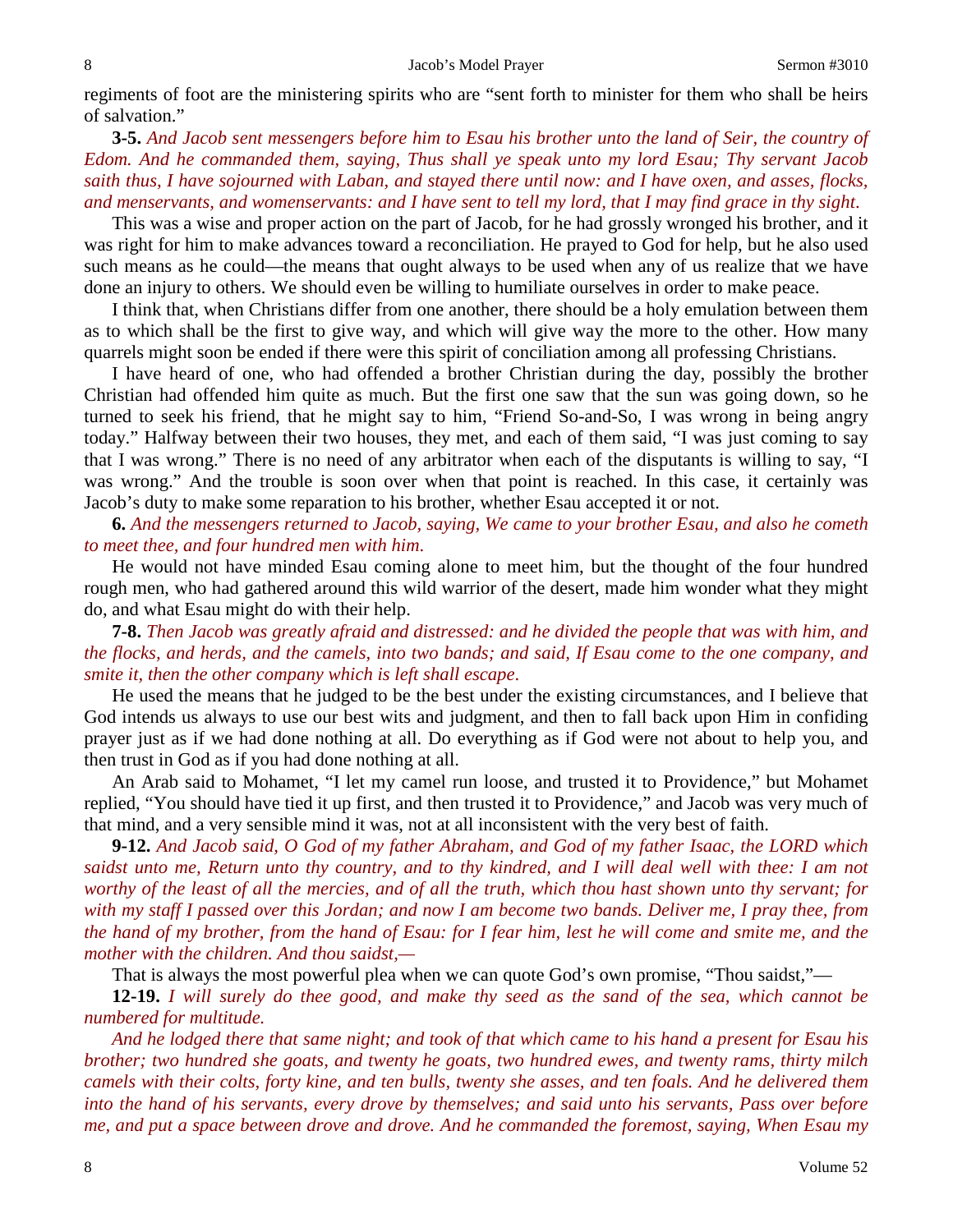regiments of foot are the ministering spirits who are "sent forth to minister for them who shall be heirs of salvation."

**3-5.** *And Jacob sent messengers before him to Esau his brother unto the land of Seir, the country of Edom. And he commanded them, saying, Thus shall ye speak unto my lord Esau; Thy servant Jacob saith thus, I have sojourned with Laban, and stayed there until now: and I have oxen, and asses, flocks, and menservants, and womenservants: and I have sent to tell my lord, that I may find grace in thy sight.*

This was a wise and proper action on the part of Jacob, for he had grossly wronged his brother, and it was right for him to make advances toward a reconciliation. He prayed to God for help, but he also used such means as he could—the means that ought always to be used when any of us realize that we have done an injury to others. We should even be willing to humiliate ourselves in order to make peace.

I think that, when Christians differ from one another, there should be a holy emulation between them as to which shall be the first to give way, and which will give way the more to the other. How many quarrels might soon be ended if there were this spirit of conciliation among all professing Christians.

I have heard of one, who had offended a brother Christian during the day, possibly the brother Christian had offended him quite as much. But the first one saw that the sun was going down, so he turned to seek his friend, that he might say to him, "Friend So-and-So, I was wrong in being angry today." Halfway between their two houses, they met, and each of them said, "I was just coming to say that I was wrong." There is no need of any arbitrator when each of the disputants is willing to say, "I was wrong." And the trouble is soon over when that point is reached. In this case, it certainly was Jacob's duty to make some reparation to his brother, whether Esau accepted it or not.

**6.** *And the messengers returned to Jacob, saying, We came to your brother Esau, and also he cometh to meet thee, and four hundred men with him.*

He would not have minded Esau coming alone to meet him, but the thought of the four hundred rough men, who had gathered around this wild warrior of the desert, made him wonder what they might do, and what Esau might do with their help.

**7-8.** *Then Jacob was greatly afraid and distressed: and he divided the people that was with him, and the flocks, and herds, and the camels, into two bands; and said, If Esau come to the one company, and smite it, then the other company which is left shall escape.*

He used the means that he judged to be the best under the existing circumstances, and I believe that God intends us always to use our best wits and judgment, and then to fall back upon Him in confiding prayer just as if we had done nothing at all. Do everything as if God were not about to help you, and then trust in God as if you had done nothing at all.

An Arab said to Mohamet, "I let my camel run loose, and trusted it to Providence," but Mohamet replied, "You should have tied it up first, and then trusted it to Providence," and Jacob was very much of that mind, and a very sensible mind it was, not at all inconsistent with the very best of faith.

**9-12.** *And Jacob said, O God of my father Abraham, and God of my father Isaac, the LORD which saidst unto me, Return unto thy country, and to thy kindred, and I will deal well with thee: I am not worthy of the least of all the mercies, and of all the truth, which thou hast shown unto thy servant; for with my staff I passed over this Jordan; and now I am become two bands. Deliver me, I pray thee, from the hand of my brother, from the hand of Esau: for I fear him, lest he will come and smite me, and the mother with the children. And thou saidst,—*

That is always the most powerful plea when we can quote God's own promise, "Thou saidst,"—

**12-19.** *I will surely do thee good, and make thy seed as the sand of the sea, which cannot be numbered for multitude.*

*And he lodged there that same night; and took of that which came to his hand a present for Esau his brother; two hundred she goats, and twenty he goats, two hundred ewes, and twenty rams, thirty milch camels with their colts, forty kine, and ten bulls, twenty she asses, and ten foals. And he delivered them into the hand of his servants, every drove by themselves; and said unto his servants, Pass over before me, and put a space between drove and drove. And he commanded the foremost, saying, When Esau my*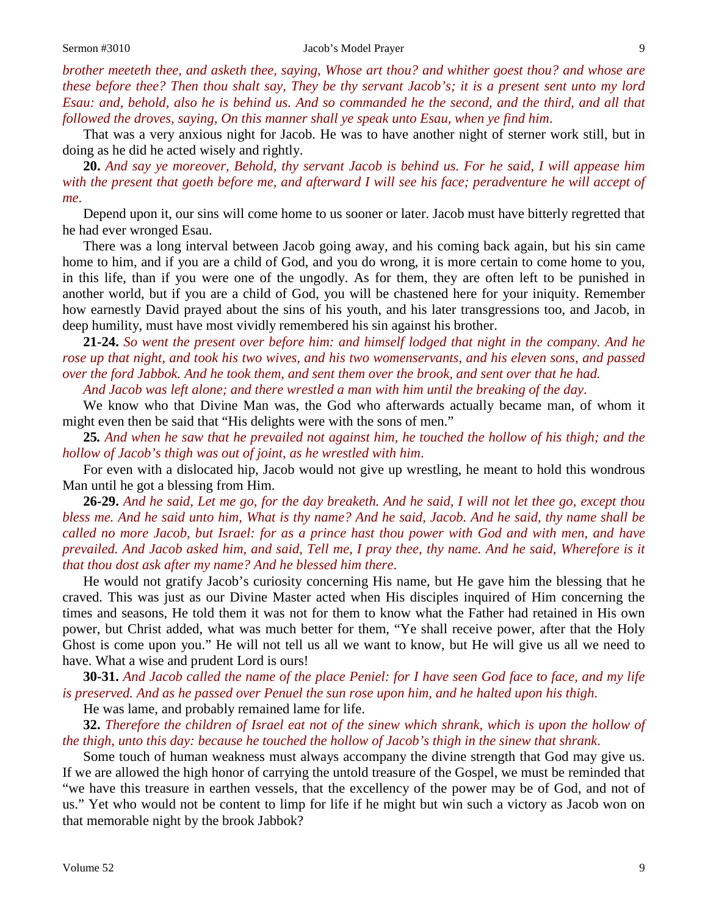*brother meeteth thee, and asketh thee, saying, Whose art thou? and whither goest thou? and whose are these before thee? Then thou shalt say, They be thy servant Jacob's; it is a present sent unto my lord Esau: and, behold, also he is behind us. And so commanded he the second, and the third, and all that followed the droves, saying, On this manner shall ye speak unto Esau, when ye find him.*

That was a very anxious night for Jacob. He was to have another night of sterner work still, but in doing as he did he acted wisely and rightly.

**20.** *And say ye moreover, Behold, thy servant Jacob is behind us. For he said, I will appease him with the present that goeth before me, and afterward I will see his face; peradventure he will accept of me.*

Depend upon it, our sins will come home to us sooner or later. Jacob must have bitterly regretted that he had ever wronged Esau.

There was a long interval between Jacob going away, and his coming back again, but his sin came home to him, and if you are a child of God, and you do wrong, it is more certain to come home to you, in this life, than if you were one of the ungodly. As for them, they are often left to be punished in another world, but if you are a child of God, you will be chastened here for your iniquity. Remember how earnestly David prayed about the sins of his youth, and his later transgressions too, and Jacob, in deep humility, must have most vividly remembered his sin against his brother.

**21-24.** *So went the present over before him: and himself lodged that night in the company. And he rose up that night, and took his two wives, and his two womenservants, and his eleven sons, and passed over the ford Jabbok. And he took them, and sent them over the brook, and sent over that he had.*

*And Jacob was left alone; and there wrestled a man with him until the breaking of the day.*

We know who that Divine Man was, the God who afterwards actually became man, of whom it might even then be said that "His delights were with the sons of men."

**25.** *And when he saw that he prevailed not against him, he touched the hollow of his thigh; and the hollow of Jacob's thigh was out of joint, as he wrestled with him.*

For even with a dislocated hip, Jacob would not give up wrestling, he meant to hold this wondrous Man until he got a blessing from Him.

**26-29.** *And he said, Let me go, for the day breaketh. And he said, I will not let thee go, except thou bless me. And he said unto him, What is thy name? And he said, Jacob. And he said, thy name shall be called no more Jacob, but Israel: for as a prince hast thou power with God and with men, and have prevailed. And Jacob asked him, and said, Tell me, I pray thee, thy name. And he said, Wherefore is it that thou dost ask after my name? And he blessed him there.*

He would not gratify Jacob's curiosity concerning His name, but He gave him the blessing that he craved. This was just as our Divine Master acted when His disciples inquired of Him concerning the times and seasons, He told them it was not for them to know what the Father had retained in His own power, but Christ added, what was much better for them, "Ye shall receive power, after that the Holy Ghost is come upon you." He will not tell us all we want to know, but He will give us all we need to have. What a wise and prudent Lord is ours!

**30-31.** *And Jacob called the name of the place Peniel: for I have seen God face to face, and my life is preserved. And as he passed over Penuel the sun rose upon him, and he halted upon his thigh.*

He was lame, and probably remained lame for life.

**32.** *Therefore the children of Israel eat not of the sinew which shrank, which is upon the hollow of the thigh, unto this day: because he touched the hollow of Jacob's thigh in the sinew that shrank.*

Some touch of human weakness must always accompany the divine strength that God may give us. If we are allowed the high honor of carrying the untold treasure of the Gospel, we must be reminded that "we have this treasure in earthen vessels, that the excellency of the power may be of God, and not of us." Yet who would not be content to limp for life if he might but win such a victory as Jacob won on that memorable night by the brook Jabbok?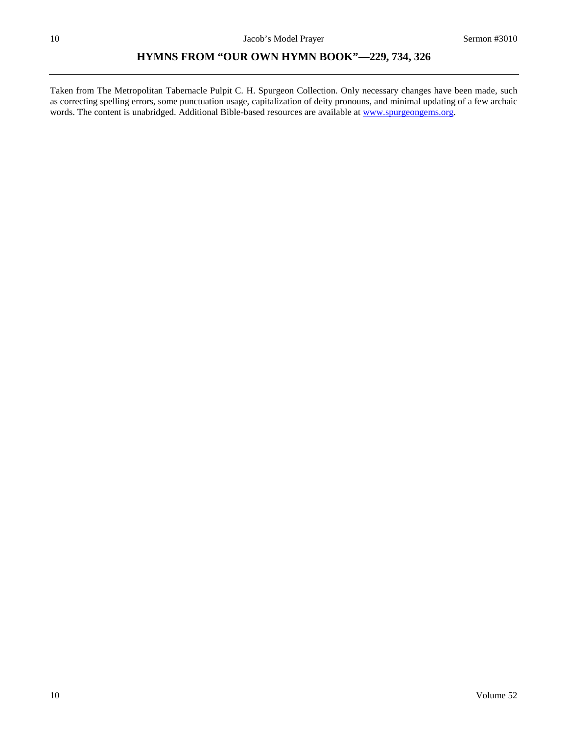## HYMNS FROM "OUR OWN HYMN BOOK"—229, 734, 326

---

Taken from The Metropolitan Tabernacle Pulpit C. H. Spurgeon Collection. Only necessary changes have been made, such as correcting spelling errors, some punctuation usage, capitalization of deity pronouns, and minimal updating of a few archaic words. The content is unabridged. Additional Bible-based resources are available at [www.spurgeongems.org](http://www.spurgeongems.org).